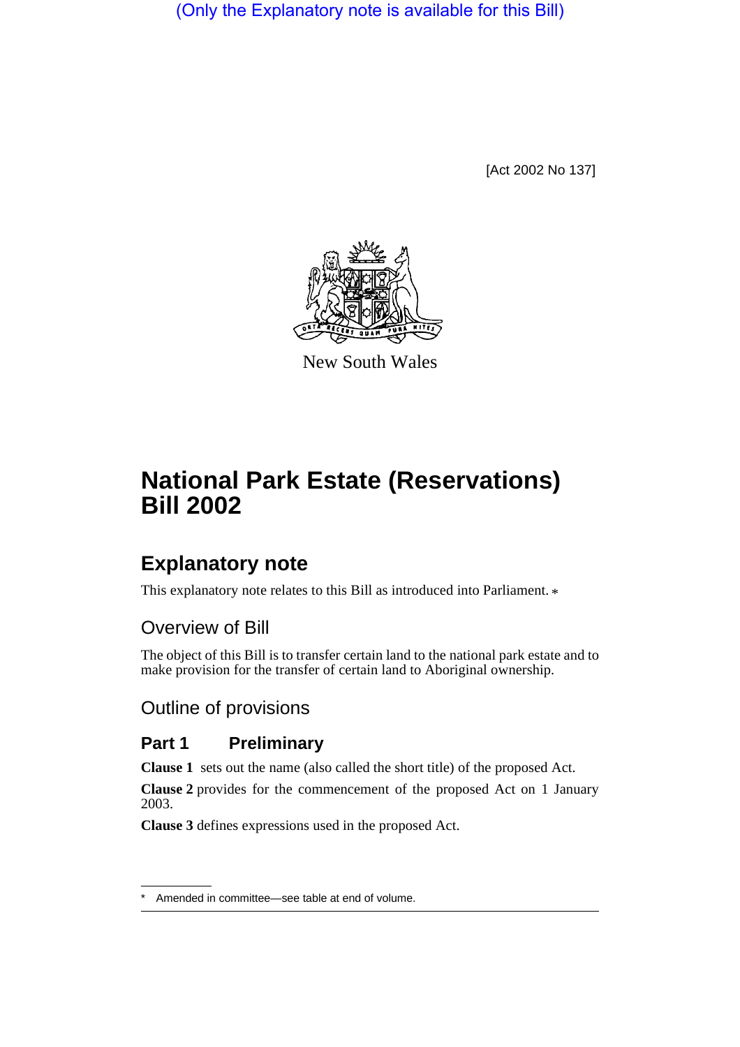(Only the Explanatory note is available for this Bill)

[Act 2002 No 137]

New South Wales

# National Park Estate (Reservations) Bill 2002

## Explanatory note

This explanatory note relates to this Bill as introduced into Parliament. *

### Overview of Bill

The object of this Bill is to transfer certain land to the national park estate and to make provision for the transfer of certain land to Aboriginal ownership.

### Outline of provisions

#### Part 1 Preliminary

**Clause 1** sets out the name (also called the short title) of the proposed Act.

**Clause 2** provides for the commencement of the proposed Act on 1 January 2003.

**Clause 3** defines expressions used in the proposed Act.

* Amended in committee—see table at end of volume.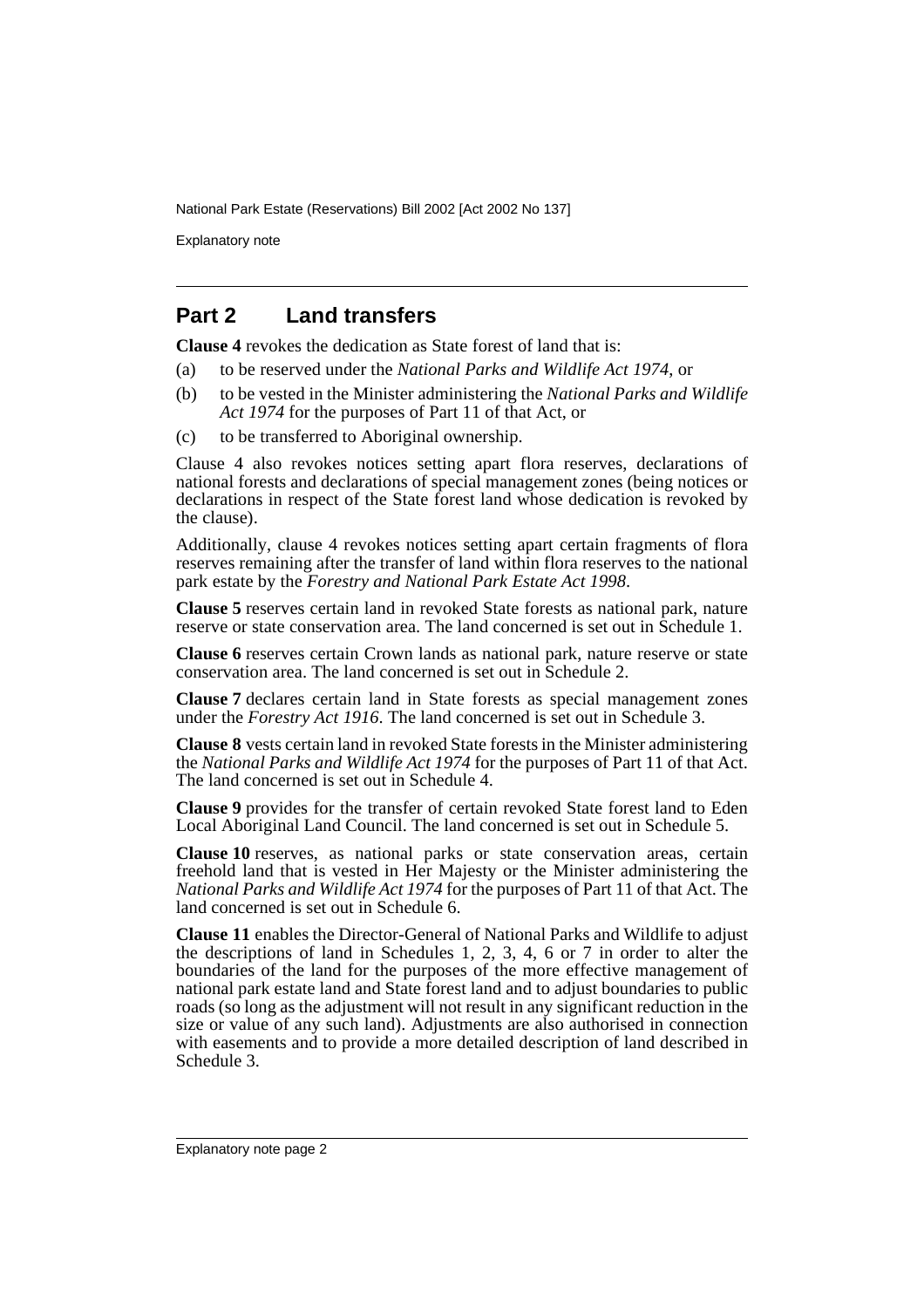## Part 2 Land transfers

**Clause 4** revokes the dedication as State forest of land that is:

(a) to be reserved under the *National Parks and Wildlife Act 1974*, or

(b) to be vested in the Minister administering the *National Parks and Wildlife Act 1974* for the purposes of Part 11 of that Act, or

(c) to be transferred to Aboriginal ownership.

Clause 4 also revokes notices setting apart flora reserves, declarations of national forests and declarations of special management zones (being notices or declarations in respect of the State forest land whose dedication is revoked by the clause).

Additionally, clause 4 revokes notices setting apart certain fragments of flora reserves remaining after the transfer of land within flora reserves to the national park estate by the *Forestry and National Park Estate Act 1998*.

**Clause 5** reserves certain land in revoked State forests as national park, nature reserve or state conservation area. The land concerned is set out in Schedule 1.

**Clause 6** reserves certain Crown lands as national park, nature reserve or state conservation area. The land concerned is set out in Schedule 2.

**Clause 7** declares certain land in State forests as special management zones under the *Forestry Act 1916*. The land concerned is set out in Schedule 3.

**Clause 8** vests certain land in revoked State forests in the Minister administering the *National Parks and Wildlife Act 1974* for the purposes of Part 11 of that Act. The land concerned is set out in Schedule 4.

**Clause 9** provides for the transfer of certain revoked State forest land to Eden Local Aboriginal Land Council. The land concerned is set out in Schedule 5.

**Clause 10** reserves, as national parks or state conservation areas, certain freehold land that is vested in Her Majesty or the Minister administering the *National Parks and Wildlife Act 1974* for the purposes of Part 11 of that Act. The land concerned is set out in Schedule 6.

**Clause 11** enables the Director-General of National Parks and Wildlife to adjust the descriptions of land in Schedules 1, 2, 3, 4, 6 or 7 in order to alter the boundaries of the land for the purposes of the more effective management of national park estate land and State forest land and to adjust boundaries to public roads (so long as the adjustment will not result in any significant reduction in the size or value of any such land). Adjustments are also authorised in connection with easements and to provide a more detailed description of land described in Schedule 3.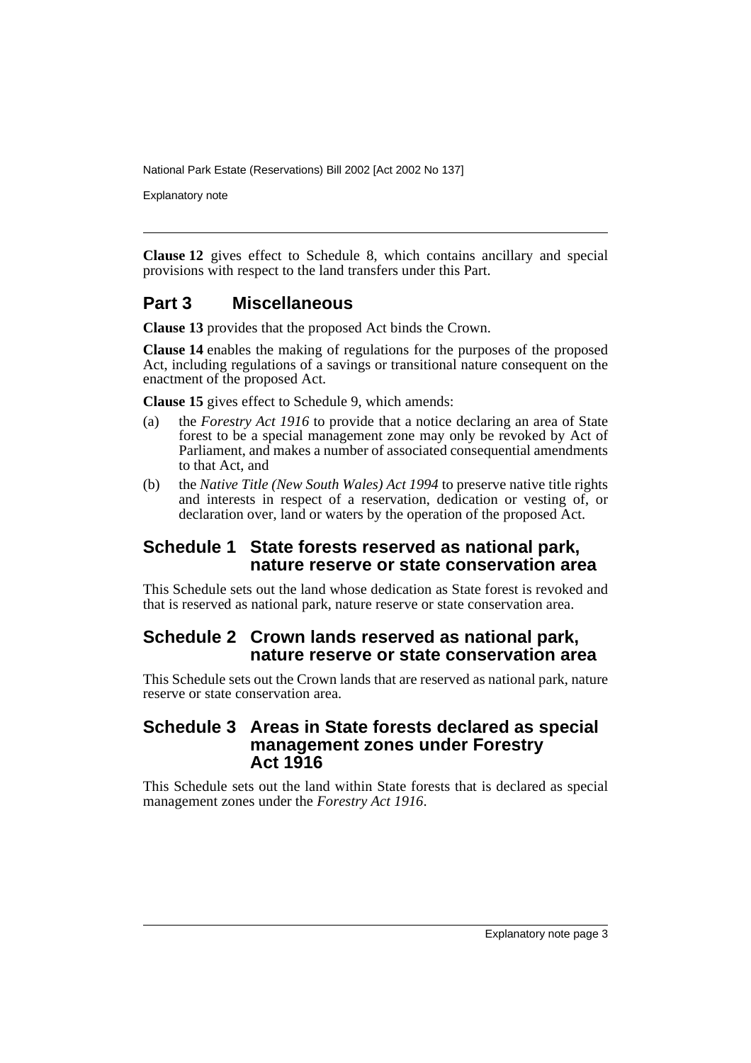**Clause 12** gives effect to Schedule 8, which contains ancillary and special provisions with respect to the land transfers under this Part.

## Part 3 Miscellaneous

**Clause 13** provides that the proposed Act binds the Crown.

**Clause 14** enables the making of regulations for the purposes of the proposed Act, including regulations of a savings or transitional nature consequent on the enactment of the proposed Act.

**Clause 15** gives effect to Schedule 9, which amends:

(a) the *Forestry Act 1916* to provide that a notice declaring an area of State forest to be a special management zone may only be revoked by Act of Parliament, and makes a number of associated consequential amendments to that Act, and

(b) the *Native Title (New South Wales) Act 1994* to preserve native title rights and interests in respect of a reservation, dedication or vesting of, or declaration over, land or waters by the operation of the proposed Act.

## Schedule 1 State forests reserved as national park, nature reserve or state conservation area

This Schedule sets out the land whose dedication as State forest is revoked and that is reserved as national park, nature reserve or state conservation area.

## Schedule 2 Crown lands reserved as national park, nature reserve or state conservation area

This Schedule sets out the Crown lands that are reserved as national park, nature reserve or state conservation area.

## Schedule 3 Areas in State forests declared as special management zones under Forestry Act 1916

This Schedule sets out the land within State forests that is declared as special management zones under the *Forestry Act 1916*.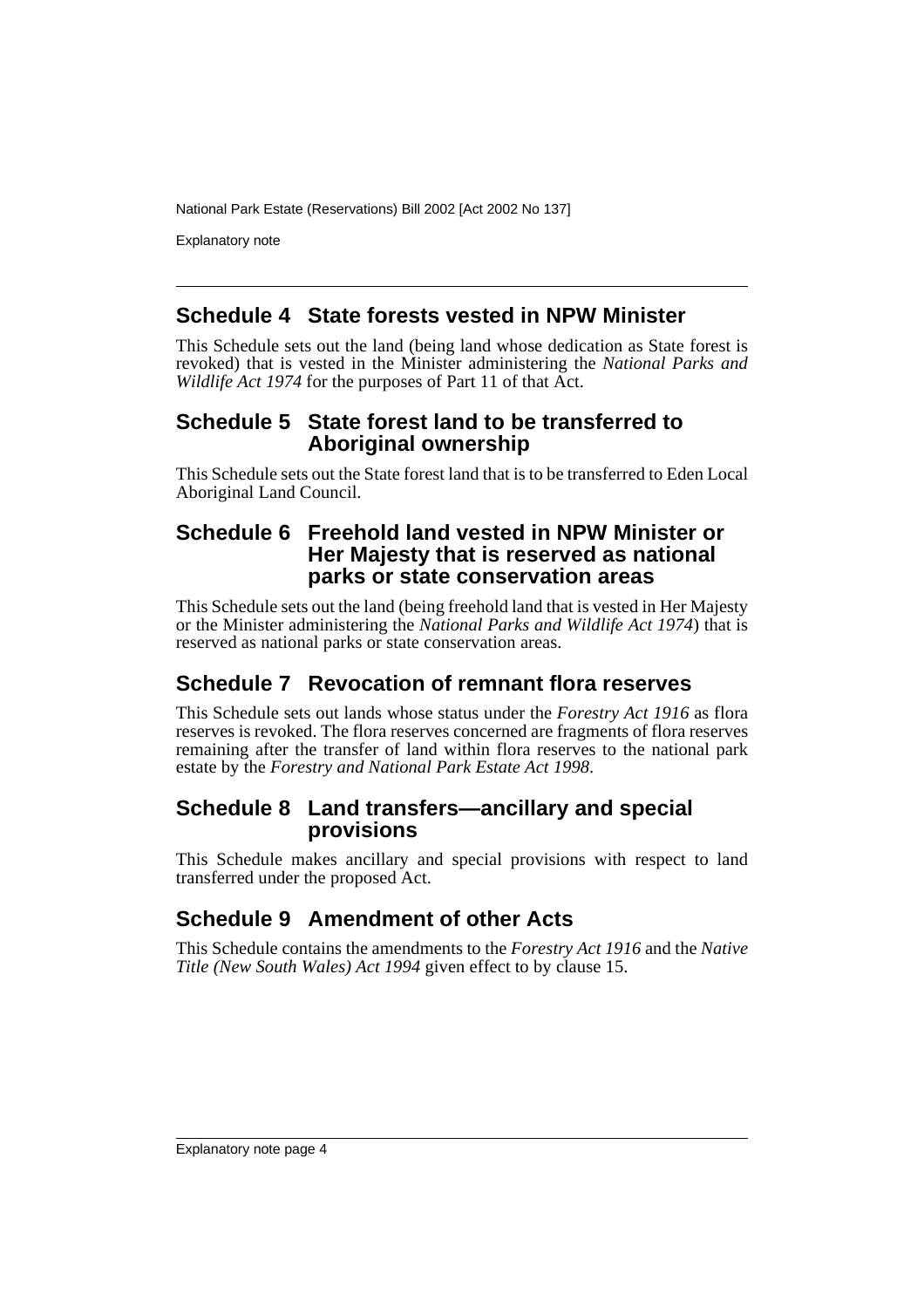## Schedule 4 State forests vested in NPW Minister

This Schedule sets out the land (being land whose dedication as State forest is revoked) that is vested in the Minister administering the *National Parks and Wildlife Act 1974* for the purposes of Part 11 of that Act.

## Schedule 5 State forest land to be transferred to Aboriginal ownership

This Schedule sets out the State forest land that is to be transferred to Eden Local Aboriginal Land Council.

## Schedule 6 Freehold land vested in NPW Minister or Her Majesty that is reserved as national parks or state conservation areas

This Schedule sets out the land (being freehold land that is vested in Her Majesty or the Minister administering the *National Parks and Wildlife Act 1974*) that is reserved as national parks or state conservation areas.

## Schedule 7 Revocation of remnant flora reserves

This Schedule sets out lands whose status under the *Forestry Act 1916* as flora reserves is revoked. The flora reserves concerned are fragments of flora reserves remaining after the transfer of land within flora reserves to the national park estate by the *Forestry and National Park Estate Act 1998*.

## Schedule 8 Land transfers—ancillary and special provisions

This Schedule makes ancillary and special provisions with respect to land transferred under the proposed Act.

## Schedule 9 Amendment of other Acts

This Schedule contains the amendments to the *Forestry Act 1916* and the *Native Title (New South Wales) Act 1994* given effect to by clause 15.